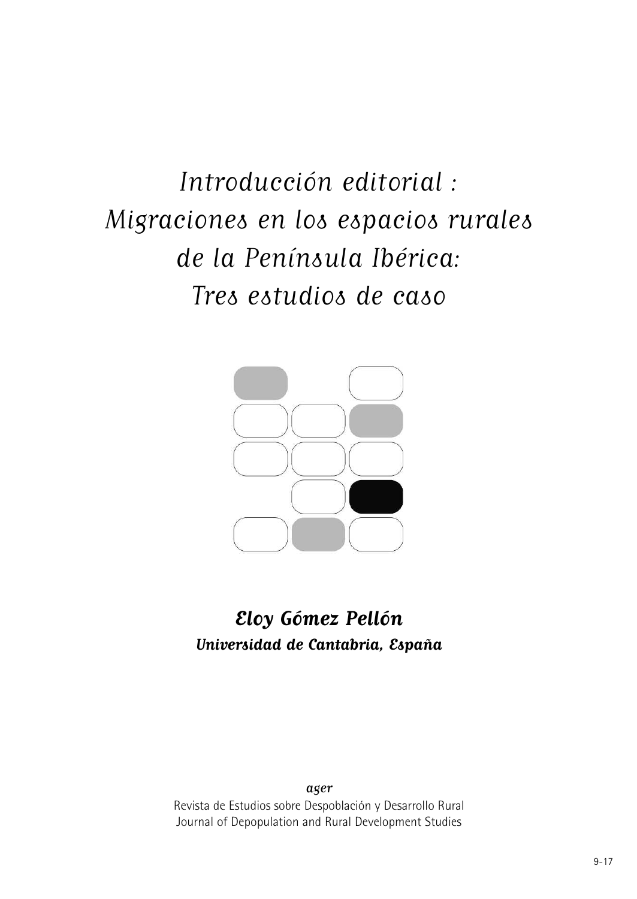# *Introducción editorial : Migraciones en los espacios rurales de la Península Ibérica: Tres estudios de caso*

***Eloy Gómez Pellón***

***Universidad de Cantabria, España***

*ager*

Revista de Estudios sobre Despoblación y Desarrollo Rural

Journal of Depopulation and Rural Development Studies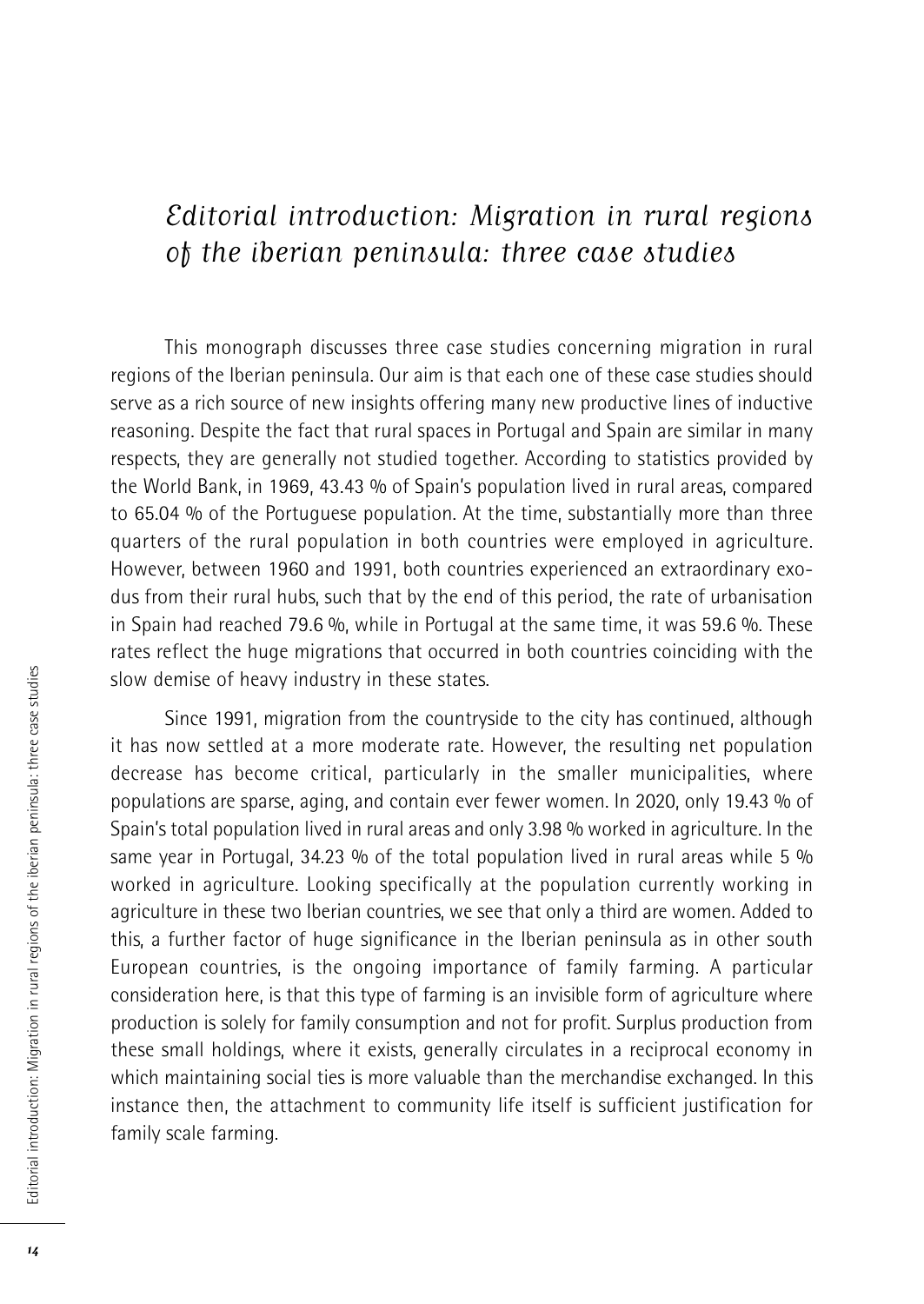# *Editorial introduction: Migration in rural regions of the iberian peninsula: three case studies*

This monograph discusses three case studies concerning migration in rural regions of the Iberian peninsula. Our aim is that each one of these case studies should serve as a rich source of new insights offering many new productive lines of inductive reasoning. Despite the fact that rural spaces in Portugal and Spain are similar in many respects, they are generally not studied together. According to statistics provided by the World Bank, in 1969, 43.43 % of Spain's population lived in rural areas, compared to 65.04 % of the Portuguese population. At the time, substantially more than three quarters of the rural population in both countries were employed in agriculture. However, between 1960 and 1991, both countries experienced an extraordinary exodus from their rural hubs, such that by the end of this period, the rate of urbanisation in Spain had reached 79.6 %, while in Portugal at the same time, it was 59.6 %. These rates reflect the huge migrations that occurred in both countries coinciding with the slow demise of heavy industry in these states.

Since 1991, migration from the countryside to the city has continued, although it has now settled at a more moderate rate. However, the resulting net population decrease has become critical, particularly in the smaller municipalities, where populations are sparse, aging, and contain ever fewer women. In 2020, only 19.43 % of Spain's total population lived in rural areas and only 3.98 % worked in agriculture. In the same year in Portugal, 34.23 % of the total population lived in rural areas while 5 % worked in agriculture. Looking specifically at the population currently working in agriculture in these two Iberian countries, we see that only a third are women. Added to this, a further factor of huge significance in the Iberian peninsula as in other south European countries, is the ongoing importance of family farming. A particular consideration here, is that this type of farming is an invisible form of agriculture where production is solely for family consumption and not for profit. Surplus production from these small holdings, where it exists, generally circulates in a reciprocal economy in which maintaining social ties is more valuable than the merchandise exchanged. In this instance then, the attachment to community life itself is sufficient justification for family scale farming.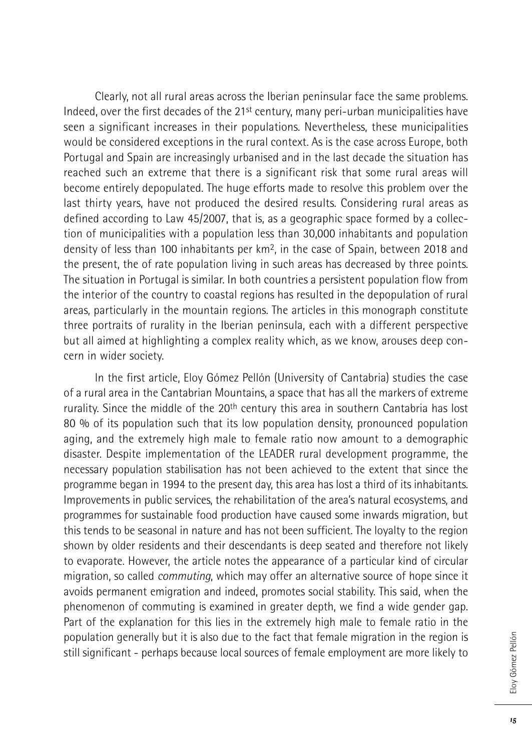Clearly, not all rural areas across the Iberian peninsular face the same problems. Indeed, over the first decades of the 21st century, many peri-urban municipalities have seen a significant increases in their populations. Nevertheless, these municipalities would be considered exceptions in the rural context. As is the case across Europe, both Portugal and Spain are increasingly urbanised and in the last decade the situation has reached such an extreme that there is a significant risk that some rural areas will become entirely depopulated. The huge efforts made to resolve this problem over the last thirty years, have not produced the desired results. Considering rural areas as defined according to Law 45/2007, that is, as a geographic space formed by a collection of municipalities with a population less than 30,000 inhabitants and population density of less than 100 inhabitants per km$^2$, in the case of Spain, between 2018 and the present, the of rate population living in such areas has decreased by three points. The situation in Portugal is similar. In both countries a persistent population flow from the interior of the country to coastal regions has resulted in the depopulation of rural areas, particularly in the mountain regions. The articles in this monograph constitute three portraits of rurality in the Iberian peninsula, each with a different perspective but all aimed at highlighting a complex reality which, as we know, arouses deep concern in wider society.

In the first article, Eloy Gómez Pellón (University of Cantabria) studies the case of a rural area in the Cantabrian Mountains, a space that has all the markers of extreme rurality. Since the middle of the 20th century this area in southern Cantabria has lost 80 % of its population such that its low population density, pronounced population aging, and the extremely high male to female ratio now amount to a demographic disaster. Despite implementation of the LEADER rural development programme, the necessary population stabilisation has not been achieved to the extent that since the programme began in 1994 to the present day, this area has lost a third of its inhabitants. Improvements in public services, the rehabilitation of the area's natural ecosystems, and programmes for sustainable food production have caused some inwards migration, but this tends to be seasonal in nature and has not been sufficient. The loyalty to the region shown by older residents and their descendants is deep seated and therefore not likely to evaporate. However, the article notes the appearance of a particular kind of circular migration, so called *commuting*, which may offer an alternative source of hope since it avoids permanent emigration and indeed, promotes social stability. This said, when the phenomenon of commuting is examined in greater depth, we find a wide gender gap. Part of the explanation for this lies in the extremely high male to female ratio in the population generally but it is also due to the fact that female migration in the region is still significant - perhaps because local sources of female employment are more likely to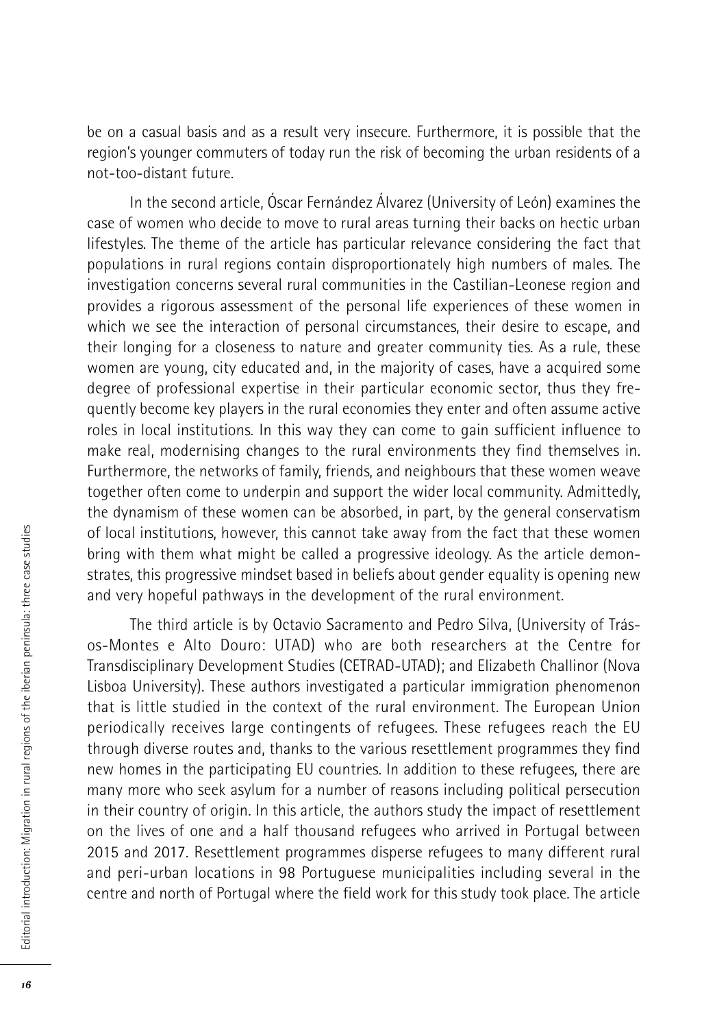be on a casual basis and as a result very insecure. Furthermore, it is possible that the region's younger commuters of today run the risk of becoming the urban residents of a not-too-distant future.

In the second article, Óscar Fernández Álvarez (University of León) examines the case of women who decide to move to rural areas turning their backs on hectic urban lifestyles. The theme of the article has particular relevance considering the fact that populations in rural regions contain disproportionately high numbers of males. The investigation concerns several rural communities in the Castilian-Leonese region and provides a rigorous assessment of the personal life experiences of these women in which we see the interaction of personal circumstances, their desire to escape, and their longing for a closeness to nature and greater community ties. As a rule, these women are young, city educated and, in the majority of cases, have a acquired some degree of professional expertise in their particular economic sector, thus they frequently become key players in the rural economies they enter and often assume active roles in local institutions. In this way they can come to gain sufficient influence to make real, modernising changes to the rural environments they find themselves in. Furthermore, the networks of family, friends, and neighbours that these women weave together often come to underpin and support the wider local community. Admittedly, the dynamism of these women can be absorbed, in part, by the general conservatism of local institutions, however, this cannot take away from the fact that these women bring with them what might be called a progressive ideology. As the article demonstrates, this progressive mindset based in beliefs about gender equality is opening new and very hopeful pathways in the development of the rural environment.

The third article is by Octavio Sacramento and Pedro Silva, (University of Trás-os-Montes e Alto Douro: UTAD) who are both researchers at the Centre for Transdisciplinary Development Studies (CETRAD-UTAD); and Elizabeth Challinor (Nova Lisboa University). These authors investigated a particular immigration phenomenon that is little studied in the context of the rural environment. The European Union periodically receives large contingents of refugees. These refugees reach the EU through diverse routes and, thanks to the various resettlement programmes they find new homes in the participating EU countries. In addition to these refugees, there are many more who seek asylum for a number of reasons including political persecution in their country of origin. In this article, the authors study the impact of resettlement on the lives of one and a half thousand refugees who arrived in Portugal between 2015 and 2017. Resettlement programmes disperse refugees to many different rural and peri-urban locations in 98 Portuguese municipalities including several in the centre and north of Portugal where the field work for this study took place. The article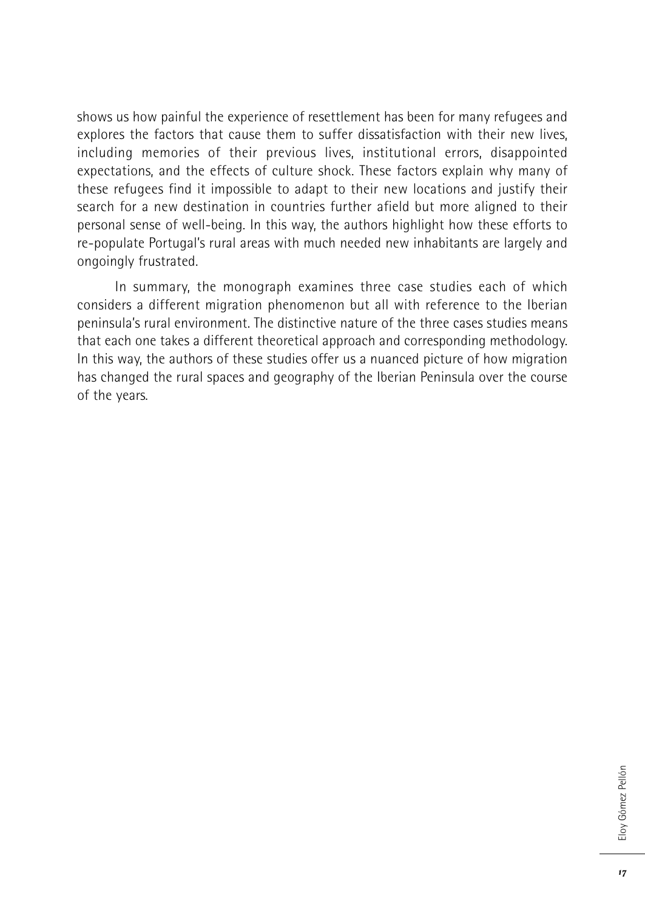shows us how painful the experience of resettlement has been for many refugees and explores the factors that cause them to suffer dissatisfaction with their new lives, including memories of their previous lives, institutional errors, disappointed expectations, and the effects of culture shock. These factors explain why many of these refugees find it impossible to adapt to their new locations and justify their search for a new destination in countries further afield but more aligned to their personal sense of well-being. In this way, the authors highlight how these efforts to re-populate Portugal's rural areas with much needed new inhabitants are largely and ongoingly frustrated.

In summary, the monograph examines three case studies each of which considers a different migration phenomenon but all with reference to the Iberian peninsula's rural environment. The distinctive nature of the three cases studies means that each one takes a different theoretical approach and corresponding methodology. In this way, the authors of these studies offer us a nuanced picture of how migration has changed the rural spaces and geography of the Iberian Peninsula over the course of the years.